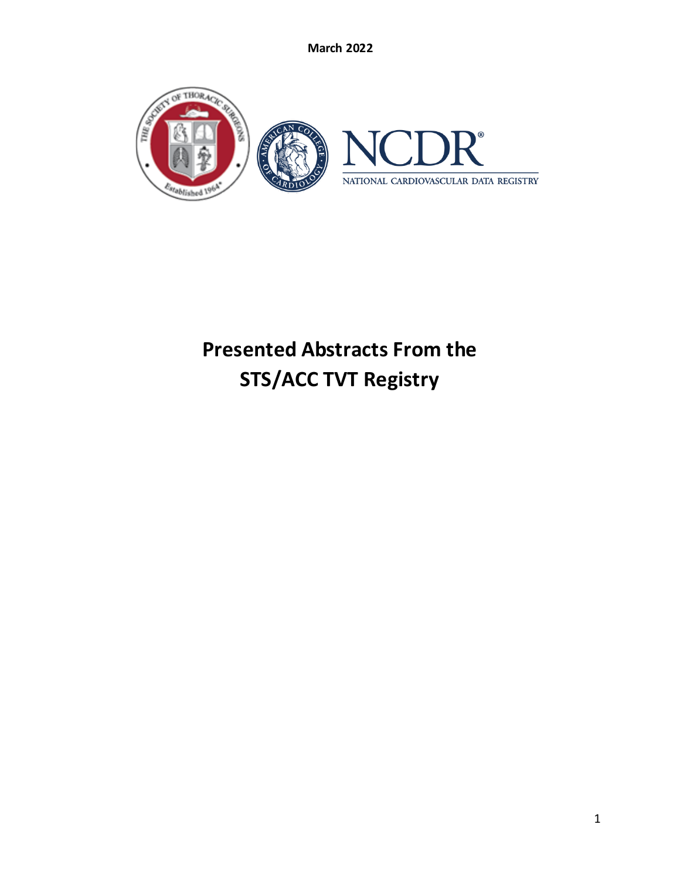**March 2022**

# Presented Abstracts From the STS/ACC TVT Registry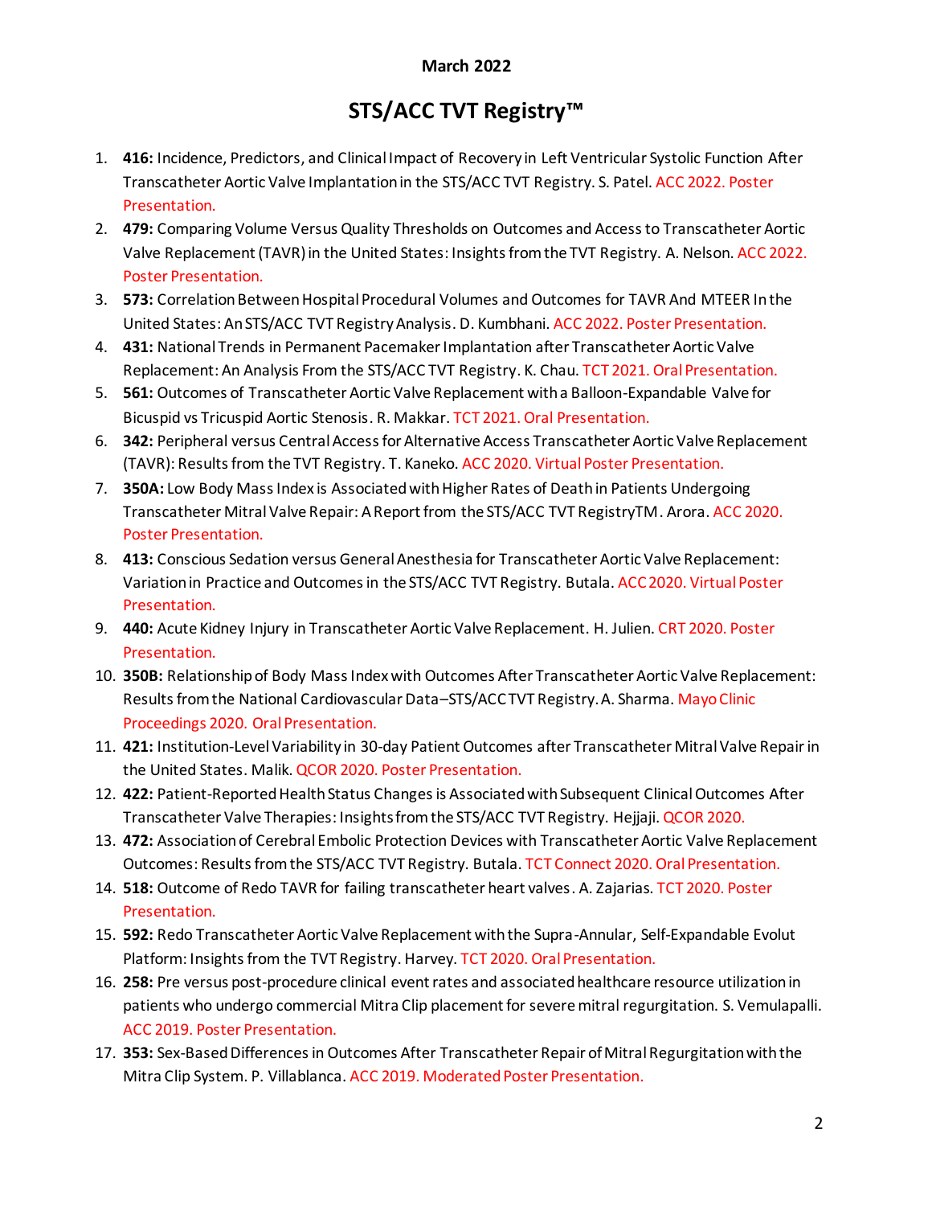**March 2022**

# STS/ACC TVT Registry™

1. **416:** Incidence, Predictors, and Clinical Impact of Recovery in Left Ventricular Systolic Function After Transcatheter Aortic Valve Implantation in the STS/ACC TVT Registry. S. Patel. ACC 2022. Poster Presentation.
2. **479:** Comparing Volume Versus Quality Thresholds on Outcomes and Access to Transcatheter Aortic Valve Replacement (TAVR) in the United States: Insights from the TVT Registry. A. Nelson. ACC 2022. Poster Presentation.
3. **573:** Correlation Between Hospital Procedural Volumes and Outcomes for TAVR And MTEER In the United States: An STS/ACC TVT Registry Analysis. D. Kumbhani. ACC 2022. Poster Presentation.
4. **431:** National Trends in Permanent Pacemaker Implantation after Transcatheter Aortic Valve Replacement: An Analysis From the STS/ACC TVT Registry. K. Chau. TCT 2021. Oral Presentation.
5. **561:** Outcomes of Transcatheter Aortic Valve Replacement with a Balloon-Expandable Valve for Bicuspid vs Tricuspid Aortic Stenosis. R. Makkar. TCT 2021. Oral Presentation.
6. **342:** Peripheral versus Central Access for Alternative Access Transcatheter Aortic Valve Replacement (TAVR): Results from the TVT Registry. T. Kaneko. ACC 2020. Virtual Poster Presentation.
7. **350A:** Low Body Mass Index is Associated with Higher Rates of Death in Patients Undergoing Transcatheter Mitral Valve Repair: A Report from the STS/ACC TVT RegistryTM. Arora. ACC 2020. Poster Presentation.
8. **413:** Conscious Sedation versus General Anesthesia for Transcatheter Aortic Valve Replacement: Variation in Practice and Outcomes in the STS/ACC TVT Registry. Butala. ACC 2020. Virtual Poster Presentation.
9. **440:** Acute Kidney Injury in Transcatheter Aortic Valve Replacement. H. Julien. CRT 2020. Poster Presentation.
10. **350B:** Relationship of Body Mass Index with Outcomes After Transcatheter Aortic Valve Replacement: Results from the National Cardiovascular Data–STS/ACC TVT Registry. A. Sharma. Mayo Clinic Proceedings 2020. Oral Presentation.
11. **421:** Institution-Level Variability in 30-day Patient Outcomes after Transcatheter Mitral Valve Repair in the United States. Malik. QCOR 2020. Poster Presentation.
12. **422:** Patient-Reported Health Status Changes is Associated with Subsequent Clinical Outcomes After Transcatheter Valve Therapies: Insights from the STS/ACC TVT Registry. Hejjaji. QCOR 2020.
13. **472:** Association of Cerebral Embolic Protection Devices with Transcatheter Aortic Valve Replacement Outcomes: Results from the STS/ACC TVT Registry. Butala. TCT Connect 2020. Oral Presentation.
14. **518:** Outcome of Redo TAVR for failing transcatheter heart valves. A. Zajarias. TCT 2020. Poster Presentation.
15. **592:** Redo Transcatheter Aortic Valve Replacement with the Supra-Annular, Self-Expandable Evolut Platform: Insights from the TVT Registry. Harvey. TCT 2020. Oral Presentation.
16. **258:** Pre versus post-procedure clinical event rates and associated healthcare resource utilization in patients who undergo commercial Mitra Clip placement for severe mitral regurgitation. S. Vemulapalli. ACC 2019. Poster Presentation.
17. **353:** Sex-Based Differences in Outcomes After Transcatheter Repair of Mitral Regurgitation with the Mitra Clip System. P. Villablanca. ACC 2019. Moderated Poster Presentation.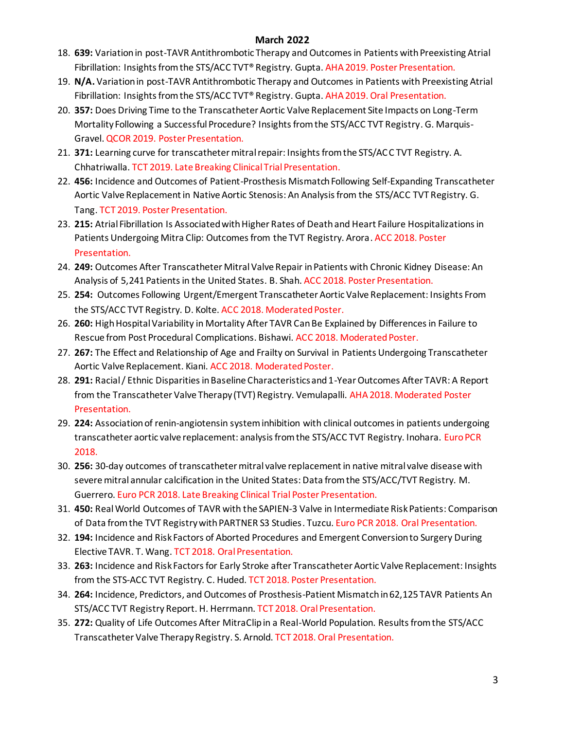**March 2022**

18. **639:** Variation in post-TAVR Antithrombotic Therapy and Outcomes in Patients with Preexisting Atrial Fibrillation: Insights from the STS/ACC TVT® Registry. Gupta. AHA 2019. Poster Presentation.
19. **N/A.** Variation in post-TAVR Antithrombotic Therapy and Outcomes in Patients with Preexisting Atrial Fibrillation: Insights from the STS/ACC TVT® Registry. Gupta. AHA 2019. Oral Presentation.
20. **357:** Does Driving Time to the Transcatheter Aortic Valve Replacement Site Impacts on Long-Term Mortality Following a Successful Procedure? Insights from the STS/ACC TVT Registry. G. Marquis-Gravel. QCOR 2019. Poster Presentation.
21. **371:** Learning curve for transcatheter mitral repair: Insights from the STS/ACC TVT Registry. A. Chhatriwalla. TCT 2019. Late Breaking Clinical Trial Presentation.
22. **456:** Incidence and Outcomes of Patient-Prosthesis Mismatch Following Self-Expanding Transcatheter Aortic Valve Replacement in Native Aortic Stenosis: An Analysis from the STS/ACC TVT Registry. G. Tang. TCT 2019. Poster Presentation.
23. **215:** Atrial Fibrillation Is Associated with Higher Rates of Death and Heart Failure Hospitalizations in Patients Undergoing Mitra Clip: Outcomes from the TVT Registry. Arora. ACC 2018. Poster Presentation.
24. **249:** Outcomes After Transcatheter Mitral Valve Repair in Patients with Chronic Kidney Disease: An Analysis of 5,241 Patients in the United States. B. Shah. ACC 2018. Poster Presentation.
25. **254:** Outcomes Following Urgent/Emergent Transcatheter Aortic Valve Replacement: Insights From the STS/ACC TVT Registry. D. Kolte. ACC 2018. Moderated Poster.
26. **260:** High Hospital Variability in Mortality After TAVR Can Be Explained by Differences in Failure to Rescue from Post Procedural Complications. Bishawi. ACC 2018. Moderated Poster.
27. **267:** The Effect and Relationship of Age and Frailty on Survival in Patients Undergoing Transcatheter Aortic Valve Replacement. Kiani. ACC 2018. Moderated Poster.
28. **291:** Racial / Ethnic Disparities in Baseline Characteristics and 1-Year Outcomes After TAVR: A Report from the Transcatheter Valve Therapy (TVT) Registry. Vemulapalli. AHA 2018. Moderated Poster Presentation.
29. **224:** Association of renin-angiotensin system inhibition with clinical outcomes in patients undergoing transcatheter aortic valve replacement: analysis from the STS/ACC TVT Registry. Inohara. Euro PCR 2018.
30. **256:** 30-day outcomes of transcatheter mitral valve replacement in native mitral valve disease with severe mitral annular calcification in the United States: Data from the STS/ACC/TVT Registry. M. Guerrero. Euro PCR 2018. Late Breaking Clinical Trial Poster Presentation.
31. **450:** Real World Outcomes of TAVR with the SAPIEN-3 Valve in Intermediate Risk Patients: Comparison of Data from the TVT Registry with PARTNER S3 Studies. Tuzcu. Euro PCR 2018. Oral Presentation.
32. **194:** Incidence and Risk Factors of Aborted Procedures and Emergent Conversion to Surgery During Elective TAVR. T. Wang. TCT 2018. Oral Presentation.
33. **263:** Incidence and Risk Factors for Early Stroke after Transcatheter Aortic Valve Replacement: Insights from the STS-ACC TVT Registry. C. Huded. TCT 2018. Poster Presentation.
34. **264:** Incidence, Predictors, and Outcomes of Prosthesis-Patient Mismatch in 62,125 TAVR Patients An STS/ACC TVT Registry Report. H. Herrmann. TCT 2018. Oral Presentation.
35. **272:** Quality of Life Outcomes After MitraClip in a Real-World Population. Results from the STS/ACC Transcatheter Valve Therapy Registry. S. Arnold. TCT 2018. Oral Presentation.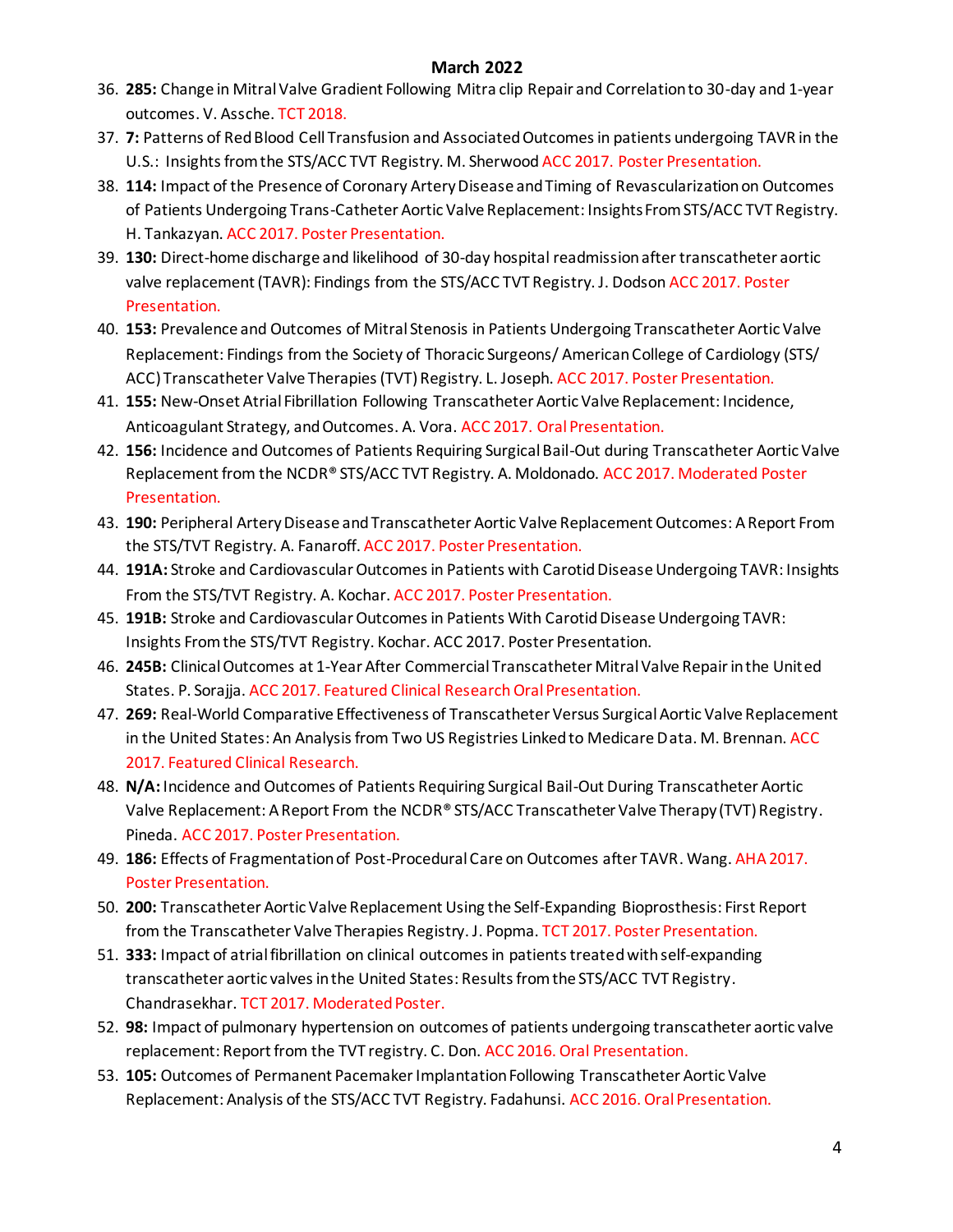**March 2022**

36. **285:** Change in Mitral Valve Gradient Following Mitra clip Repair and Correlation to 30-day and 1-year outcomes. V. Assche. TCT 2018.
37. **7:** Patterns of Red Blood Cell Transfusion and Associated Outcomes in patients undergoing TAVR in the U.S.: Insights from the STS/ACC TVT Registry. M. Sherwood ACC 2017. Poster Presentation.
38. **114:** Impact of the Presence of Coronary Artery Disease and Timing of Revascularization on Outcomes of Patients Undergoing Trans-Catheter Aortic Valve Replacement: Insights From STS/ACC TVT Registry. H. Tankazyan. ACC 2017. Poster Presentation.
39. **130:** Direct-home discharge and likelihood of 30-day hospital readmission after transcatheter aortic valve replacement (TAVR): Findings from the STS/ACC TVT Registry. J. Dodson ACC 2017. Poster Presentation.
40. **153:** Prevalence and Outcomes of Mitral Stenosis in Patients Undergoing Transcatheter Aortic Valve Replacement: Findings from the Society of Thoracic Surgeons/ American College of Cardiology (STS/ ACC) Transcatheter Valve Therapies (TVT) Registry. L. Joseph. ACC 2017. Poster Presentation.
41. **155:** New-Onset Atrial Fibrillation Following Transcatheter Aortic Valve Replacement: Incidence, Anticoagulant Strategy, and Outcomes. A. Vora. ACC 2017. Oral Presentation.
42. **156:** Incidence and Outcomes of Patients Requiring Surgical Bail-Out during Transcatheter Aortic Valve Replacement from the NCDR® STS/ACC TVT Registry. A. Moldonado. ACC 2017. Moderated Poster Presentation.
43. **190:** Peripheral Artery Disease and Transcatheter Aortic Valve Replacement Outcomes: A Report From the STS/TVT Registry. A. Fanaroff. ACC 2017. Poster Presentation.
44. **191A:** Stroke and Cardiovascular Outcomes in Patients with Carotid Disease Undergoing TAVR: Insights From the STS/TVT Registry. A. Kochar. ACC 2017. Poster Presentation.
45. **191B:** Stroke and Cardiovascular Outcomes in Patients With Carotid Disease Undergoing TAVR: Insights From the STS/TVT Registry. Kochar. ACC 2017. Poster Presentation.
46. **245B:** Clinical Outcomes at 1-Year After Commercial Transcatheter Mitral Valve Repair in the United States. P. Sorajja. ACC 2017. Featured Clinical Research Oral Presentation.
47. **269:** Real-World Comparative Effectiveness of Transcatheter Versus Surgical Aortic Valve Replacement in the United States: An Analysis from Two US Registries Linked to Medicare Data. M. Brennan. ACC 2017. Featured Clinical Research.
48. **N/A:** Incidence and Outcomes of Patients Requiring Surgical Bail-Out During Transcatheter Aortic Valve Replacement: A Report From the NCDR® STS/ACC Transcatheter Valve Therapy (TVT) Registry. Pineda. ACC 2017. Poster Presentation.
49. **186:** Effects of Fragmentation of Post-Procedural Care on Outcomes after TAVR. Wang. AHA 2017. Poster Presentation.
50. **200:** Transcatheter Aortic Valve Replacement Using the Self-Expanding Bioprosthesis: First Report from the Transcatheter Valve Therapies Registry. J. Popma. TCT 2017. Poster Presentation.
51. **333:** Impact of atrial fibrillation on clinical outcomes in patients treated with self-expanding transcatheter aortic valves in the United States: Results from the STS/ACC TVT Registry. Chandrasekhar. TCT 2017. Moderated Poster.
52. **98:** Impact of pulmonary hypertension on outcomes of patients undergoing transcatheter aortic valve replacement: Report from the TVT registry. C. Don. ACC 2016. Oral Presentation.
53. **105:** Outcomes of Permanent Pacemaker Implantation Following Transcatheter Aortic Valve Replacement: Analysis of the STS/ACC TVT Registry. Fadahunsi. ACC 2016. Oral Presentation.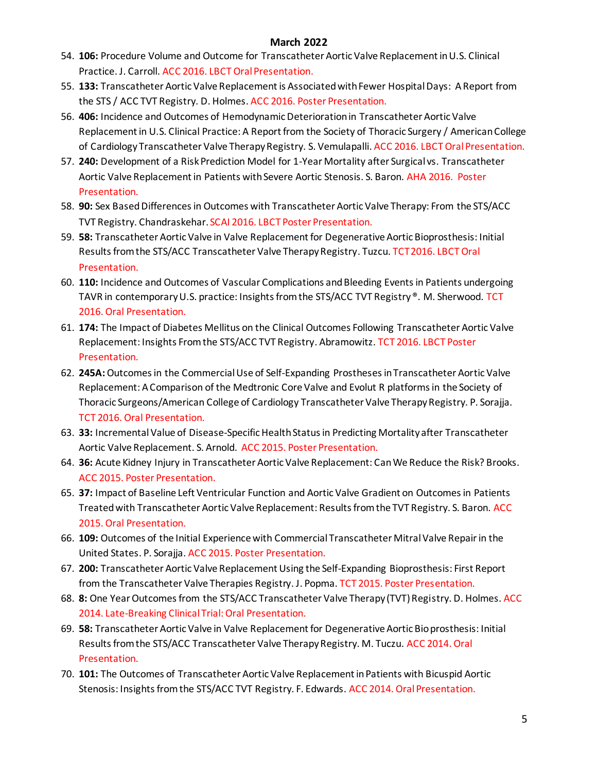March 2022

54. **106:** Procedure Volume and Outcome for Transcatheter Aortic Valve Replacement in U.S. Clinical Practice. J. Carroll. ACC 2016. LBCT Oral Presentation.
55. **133:** Transcatheter Aortic Valve Replacement is Associated with Fewer Hospital Days: A Report from the STS / ACC TVT Registry. D. Holmes. ACC 2016. Poster Presentation.
56. **406:** Incidence and Outcomes of Hemodynamic Deterioration in Transcatheter Aortic Valve Replacement in U.S. Clinical Practice: A Report from the Society of Thoracic Surgery / American College of Cardiology Transcatheter Valve Therapy Registry. S. Vemulapalli. ACC 2016. LBCT Oral Presentation.
57. **240:** Development of a Risk Prediction Model for 1-Year Mortality after Surgical vs. Transcatheter Aortic Valve Replacement in Patients with Severe Aortic Stenosis. S. Baron. AHA 2016. Poster Presentation.
58. **90:** Sex Based Differences in Outcomes with Transcatheter Aortic Valve Therapy: From the STS/ACC TVT Registry. Chandraskehar. SCAI 2016. LBCT Poster Presentation.
59. **58:** Transcatheter Aortic Valve in Valve Replacement for Degenerative Aortic Bioprosthesis: Initial Results from the STS/ACC Transcatheter Valve Therapy Registry. Tuzcu. TCT 2016. LBCT Oral Presentation.
60. **110:** Incidence and Outcomes of Vascular Complications and Bleeding Events in Patients undergoing TAVR in contemporary U.S. practice: Insights from the STS/ACC TVT Registry®. M. Sherwood. TCT 2016. Oral Presentation.
61. **174:** The Impact of Diabetes Mellitus on the Clinical Outcomes Following Transcatheter Aortic Valve Replacement: Insights From the STS/ACC TVT Registry. Abramowitz. TCT 2016. LBCT Poster Presentation.
62. **245A:** Outcomes in the Commercial Use of Self-Expanding Prostheses in Transcatheter Aortic Valve Replacement: A Comparison of the Medtronic Core Valve and Evolut R platforms in the Society of Thoracic Surgeons/American College of Cardiology Transcatheter Valve Therapy Registry. P. Sorajja. TCT 2016. Oral Presentation.
63. **33:** Incremental Value of Disease-Specific Health Status in Predicting Mortality after Transcatheter Aortic Valve Replacement. S. Arnold. ACC 2015. Poster Presentation.
64. **36:** Acute Kidney Injury in Transcatheter Aortic Valve Replacement: Can We Reduce the Risk? Brooks. ACC 2015. Poster Presentation.
65. **37:** Impact of Baseline Left Ventricular Function and Aortic Valve Gradient on Outcomes in Patients Treated with Transcatheter Aortic Valve Replacement: Results from the TVT Registry. S. Baron. ACC 2015. Oral Presentation.
66. **109:** Outcomes of the Initial Experience with Commercial Transcatheter Mitral Valve Repair in the United States. P. Sorajja. ACC 2015. Poster Presentation.
67. **200:** Transcatheter Aortic Valve Replacement Using the Self-Expanding Bioprosthesis: First Report from the Transcatheter Valve Therapies Registry. J. Popma. TCT 2015. Poster Presentation.
68. **8:** One Year Outcomes from the STS/ACC Transcatheter Valve Therapy (TVT) Registry. D. Holmes. ACC 2014. Late-Breaking Clinical Trial: Oral Presentation.
69. **58:** Transcatheter Aortic Valve in Valve Replacement for Degenerative Aortic Bio prosthesis: Initial Results from the STS/ACC Transcatheter Valve Therapy Registry. M. Tuczu. ACC 2014. Oral Presentation.
70. **101:** The Outcomes of Transcatheter Aortic Valve Replacement in Patients with Bicuspid Aortic Stenosis: Insights from the STS/ACC TVT Registry. F. Edwards. ACC 2014. Oral Presentation.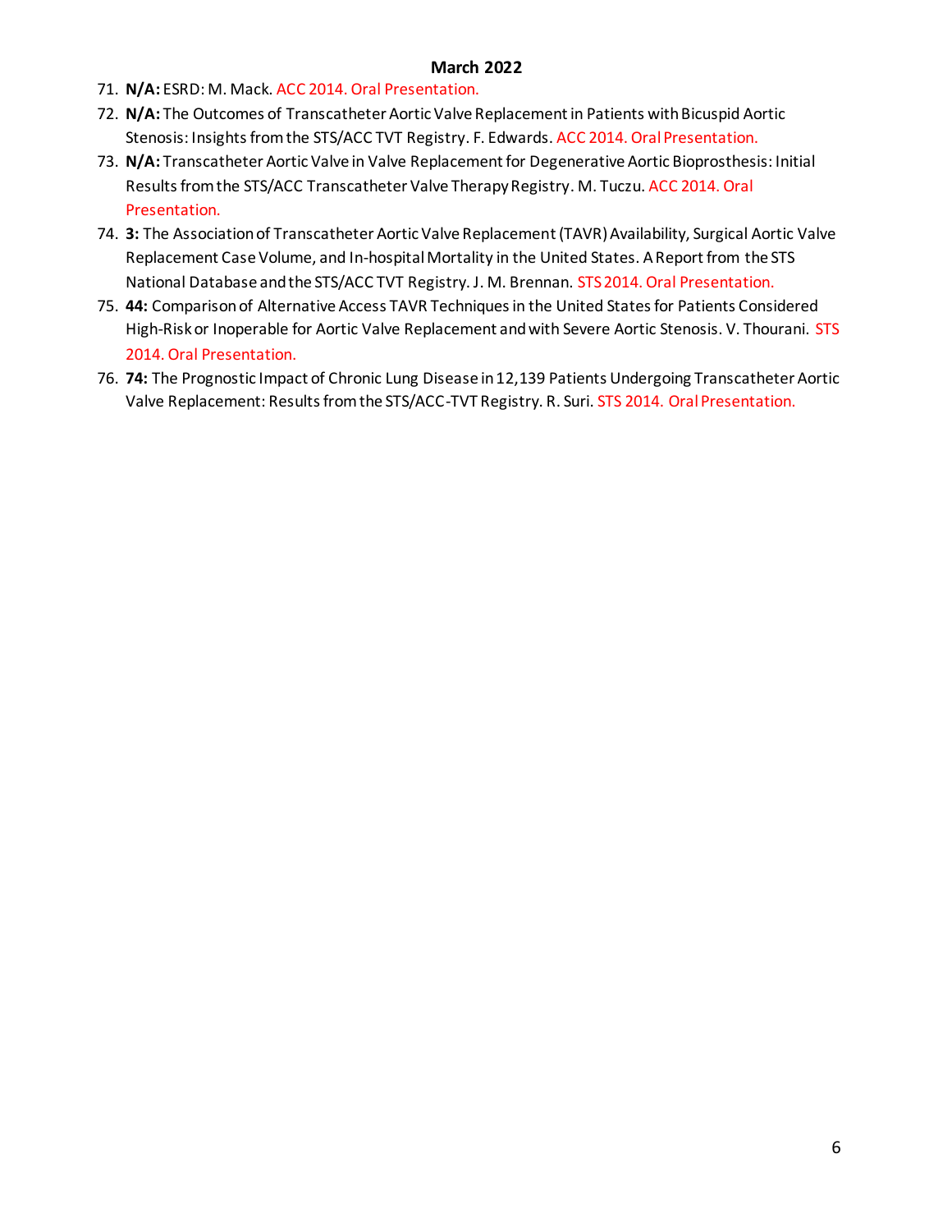**March 2022**

71. **N/A:** ESRD: M. Mack. ACC 2014. Oral Presentation.
72. **N/A:** The Outcomes of Transcatheter Aortic Valve Replacement in Patients with Bicuspid Aortic Stenosis: Insights from the STS/ACC TVT Registry. F. Edwards. ACC 2014. Oral Presentation.
73. **N/A:** Transcatheter Aortic Valve in Valve Replacement for Degenerative Aortic Bioprosthesis: Initial Results from the STS/ACC Transcatheter Valve Therapy Registry. M. Tuczu. ACC 2014. Oral Presentation.
74. **3:** The Association of Transcatheter Aortic Valve Replacement (TAVR) Availability, Surgical Aortic Valve Replacement Case Volume, and In-hospital Mortality in the United States. A Report from the STS National Database and the STS/ACC TVT Registry. J. M. Brennan. STS 2014. Oral Presentation.
75. **44:** Comparison of Alternative Access TAVR Techniques in the United States for Patients Considered High-Risk or Inoperable for Aortic Valve Replacement and with Severe Aortic Stenosis. V. Thourani. STS 2014. Oral Presentation.
76. **74:** The Prognostic Impact of Chronic Lung Disease in 12,139 Patients Undergoing Transcatheter Aortic Valve Replacement: Results from the STS/ACC-TVT Registry. R. Suri. STS 2014. Oral Presentation.